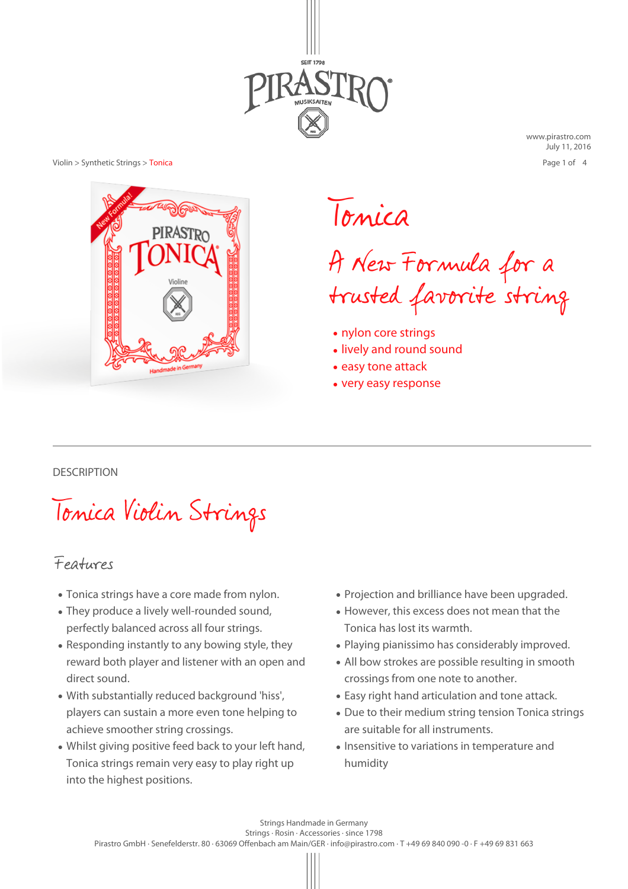Violin > Synthetic Strings > Tonica

# Tonica

## A New Formula for a trusted favorite string

- nylon core strings
- lively and round sound
- easy tone attack
- very easy response

---

DESCRIPTION

## Tonica Violin Strings

### Features

- Tonica strings have a core made from nylon.
- They produce a lively well-rounded sound, perfectly balanced across all four strings.
- Responding instantly to any bowing style, they reward both player and listener with an open and direct sound.
- With substantially reduced background 'hiss', players can sustain a more even tone helping to achieve smoother string crossings.
- Whilst giving positive feed back to your left hand, Tonica strings remain very easy to play right up into the highest positions.
- Projection and brilliance have been upgraded.
- However, this excess does not mean that the Tonica has lost its warmth.
- Playing pianissimo has considerably improved.
- All bow strokes are possible resulting in smooth crossings from one note to another.
- Easy right hand articulation and tone attack.
- Due to their medium string tension Tonica strings are suitable for all instruments.
- Insensitive to variations in temperature and humidity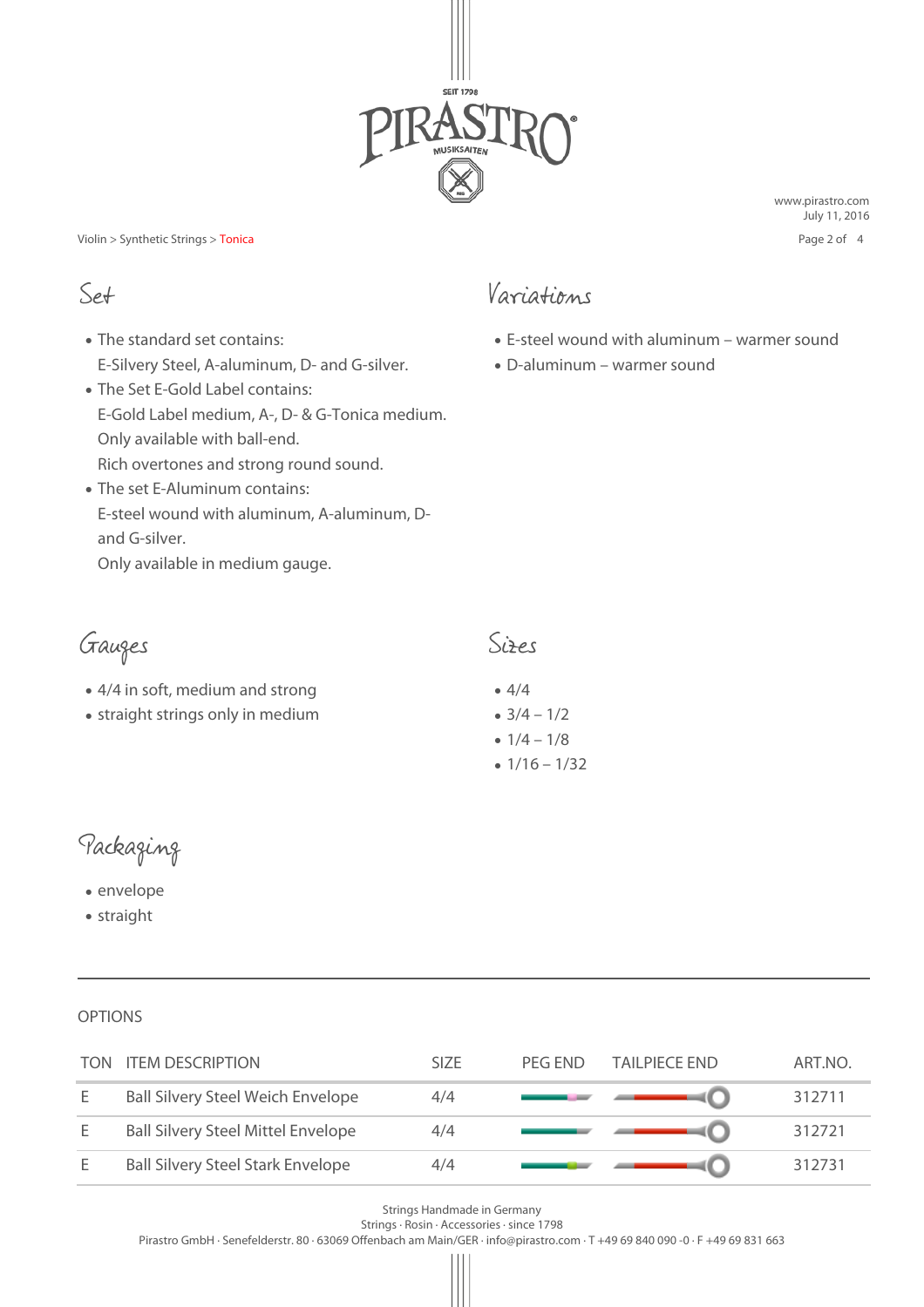Violin > Synthetic Strings > Tonica

## Set

- The standard set contains:
  E-Silvery Steel, A-aluminum, D- and G-silver.
- The Set E-Gold Label contains:
  E-Gold Label medium, A-, D- & G-Tonica medium.
  Only available with ball-end.
  Rich overtones and strong round sound.
- The set E-Aluminum contains:
  E-steel wound with aluminum, A-aluminum, D- and G-silver.
  Only available in medium gauge.

## Variations

- E-steel wound with aluminum – warmer sound
- D-aluminum – warmer sound

## Gauges

- 4/4 in soft, medium and strong
- straight strings only in medium

## Sizes

- 4/4
- 3/4 – 1/2
- 1/4 – 1/8
- 1/16 – 1/32

## Packaging

- envelope
- straight

---

OPTIONS

| TON | ITEM DESCRIPTION | SIZE | PEG END | TAILPIECE END | ART.NO. |
|---|---|---|---|---|---|
| E | Ball Silvery Steel Weich Envelope | 4/4 | | | 312711 |
| E | Ball Silvery Steel Mittel Envelope | 4/4 | | | 312721 |
| E | Ball Silvery Steel Stark Envelope | 4/4 | | | 312731 |

Strings Handmade in Germany
Strings · Rosin · Accessories · since 1798
Pirastro GmbH · Senefelderstr. 80 · 63069 Offenbach am Main/GER · info@pirastro.com · T +49 69 840 090 -0 · F +49 69 831 663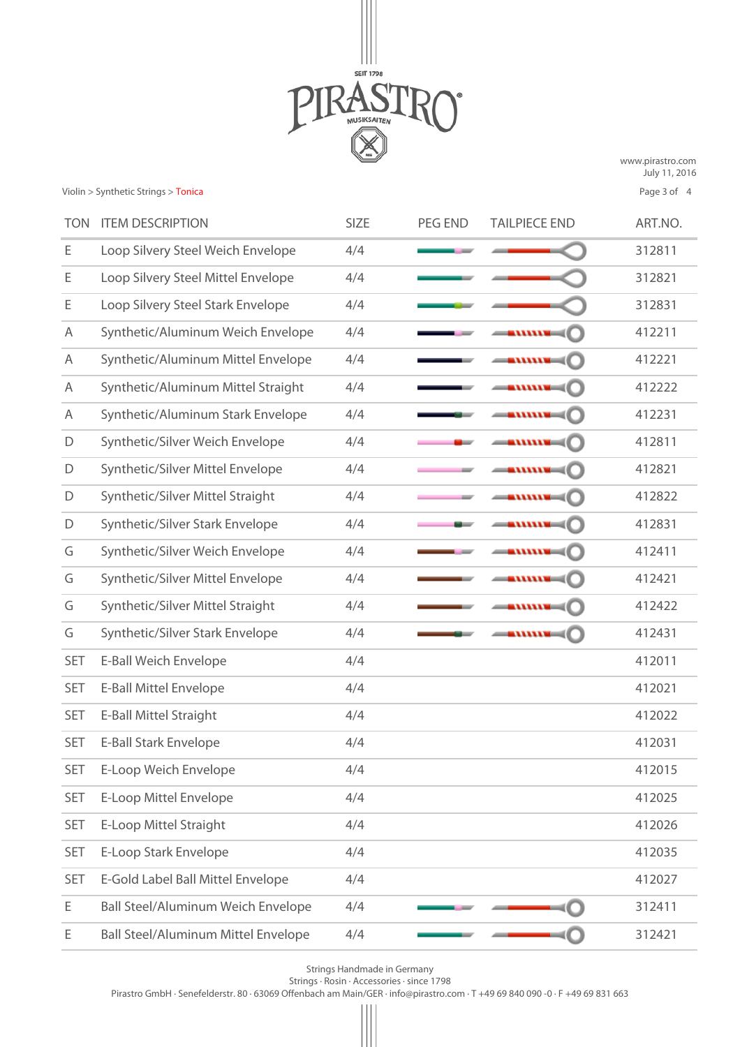Violin > Synthetic Strings > Tonica

| TON | ITEM DESCRIPTION | SIZE | PEG END | TAILPIECE END | ART.NO. |
|---|---|---|---|---|---|
| E | Loop Silvery Steel Weich Envelope | 4/4 | | | 312811 |
| E | Loop Silvery Steel Mittel Envelope | 4/4 | | | 312821 |
| E | Loop Silvery Steel Stark Envelope | 4/4 | | | 312831 |
| A | Synthetic/Aluminum Weich Envelope | 4/4 | | | 412211 |
| A | Synthetic/Aluminum Mittel Envelope | 4/4 | | | 412221 |
| A | Synthetic/Aluminum Mittel Straight | 4/4 | | | 412222 |
| A | Synthetic/Aluminum Stark Envelope | 4/4 | | | 412231 |
| D | Synthetic/Silver Weich Envelope | 4/4 | | | 412811 |
| D | Synthetic/Silver Mittel Envelope | 4/4 | | | 412821 |
| D | Synthetic/Silver Mittel Straight | 4/4 | | | 412822 |
| D | Synthetic/Silver Stark Envelope | 4/4 | | | 412831 |
| G | Synthetic/Silver Weich Envelope | 4/4 | | | 412411 |
| G | Synthetic/Silver Mittel Envelope | 4/4 | | | 412421 |
| G | Synthetic/Silver Mittel Straight | 4/4 | | | 412422 |
| G | Synthetic/Silver Stark Envelope | 4/4 | | | 412431 |
| SET | E-Ball Weich Envelope | 4/4 | | | 412011 |
| SET | E-Ball Mittel Envelope | 4/4 | | | 412021 |
| SET | E-Ball Mittel Straight | 4/4 | | | 412022 |
| SET | E-Ball Stark Envelope | 4/4 | | | 412031 |
| SET | E-Loop Weich Envelope | 4/4 | | | 412015 |
| SET | E-Loop Mittel Envelope | 4/4 | | | 412025 |
| SET | E-Loop Mittel Straight | 4/4 | | | 412026 |
| SET | E-Loop Stark Envelope | 4/4 | | | 412035 |
| SET | E-Gold Label Ball Mittel Envelope | 4/4 | | | 412027 |
| E | Ball Steel/Aluminum Weich Envelope | 4/4 | | | 312411 |
| E | Ball Steel/Aluminum Mittel Envelope | 4/4 | | | 312421 |

Strings Handmade in Germany
Strings · Rosin · Accessories · since 1798
Pirastro GmbH · Senefelderstr. 80 · 63069 Offenbach am Main/GER · info@pirastro.com · T +49 69 840 090 -0 · F +49 69 831 663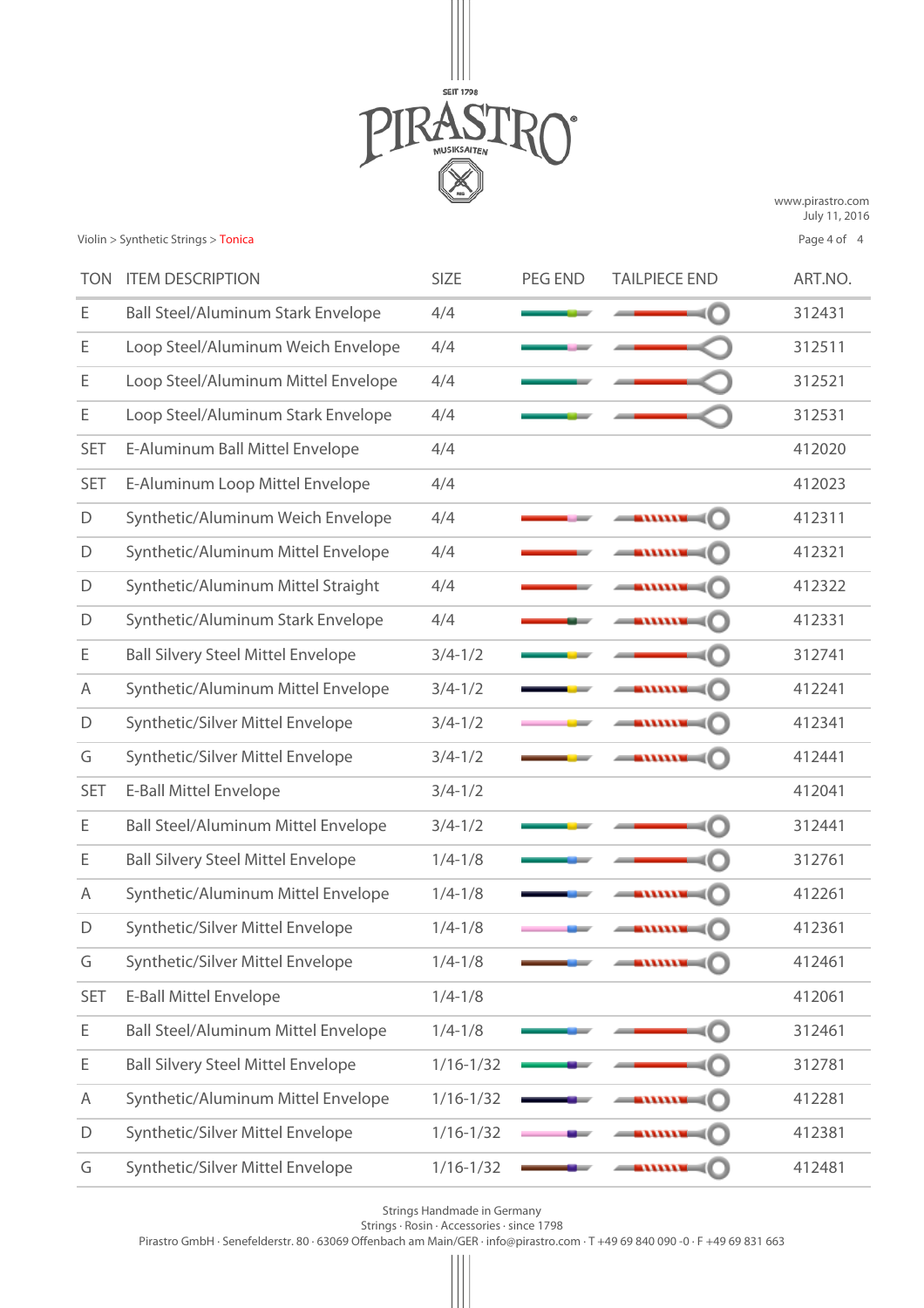Violin > Synthetic Strings > Tonica

| TON | ITEM DESCRIPTION | SIZE | PEG END | TAILPIECE END | ART.NO. |
|---|---|---|---|---|---|
| E | Ball Steel/Aluminum Stark Envelope | 4/4 | | | 312431 |
| E | Loop Steel/Aluminum Weich Envelope | 4/4 | | | 312511 |
| E | Loop Steel/Aluminum Mittel Envelope | 4/4 | | | 312521 |
| E | Loop Steel/Aluminum Stark Envelope | 4/4 | | | 312531 |
| SET | E-Aluminum Ball Mittel Envelope | 4/4 | | | 412020 |
| SET | E-Aluminum Loop Mittel Envelope | 4/4 | | | 412023 |
| D | Synthetic/Aluminum Weich Envelope | 4/4 | | | 412311 |
| D | Synthetic/Aluminum Mittel Envelope | 4/4 | | | 412321 |
| D | Synthetic/Aluminum Mittel Straight | 4/4 | | | 412322 |
| D | Synthetic/Aluminum Stark Envelope | 4/4 | | | 412331 |
| E | Ball Silvery Steel Mittel Envelope | 3/4-1/2 | | | 312741 |
| A | Synthetic/Aluminum Mittel Envelope | 3/4-1/2 | | | 412241 |
| D | Synthetic/Silver Mittel Envelope | 3/4-1/2 | | | 412341 |
| G | Synthetic/Silver Mittel Envelope | 3/4-1/2 | | | 412441 |
| SET | E-Ball Mittel Envelope | 3/4-1/2 | | | 412041 |
| E | Ball Steel/Aluminum Mittel Envelope | 3/4-1/2 | | | 312441 |
| E | Ball Silvery Steel Mittel Envelope | 1/4-1/8 | | | 312761 |
| A | Synthetic/Aluminum Mittel Envelope | 1/4-1/8 | | | 412261 |
| D | Synthetic/Silver Mittel Envelope | 1/4-1/8 | | | 412361 |
| G | Synthetic/Silver Mittel Envelope | 1/4-1/8 | | | 412461 |
| SET | E-Ball Mittel Envelope | 1/4-1/8 | | | 412061 |
| E | Ball Steel/Aluminum Mittel Envelope | 1/4-1/8 | | | 312461 |
| E | Ball Silvery Steel Mittel Envelope | 1/16-1/32 | | | 312781 |
| A | Synthetic/Aluminum Mittel Envelope | 1/16-1/32 | | | 412281 |
| D | Synthetic/Silver Mittel Envelope | 1/16-1/32 | | | 412381 |
| G | Synthetic/Silver Mittel Envelope | 1/16-1/32 | | | 412481 |

Strings Handmade in Germany
Strings · Rosin · Accessories · since 1798
Pirastro GmbH · Senefelderstr. 80 · 63069 Offenbach am Main/GER · info@pirastro.com · T +49 69 840 090 -0 · F +49 69 831 663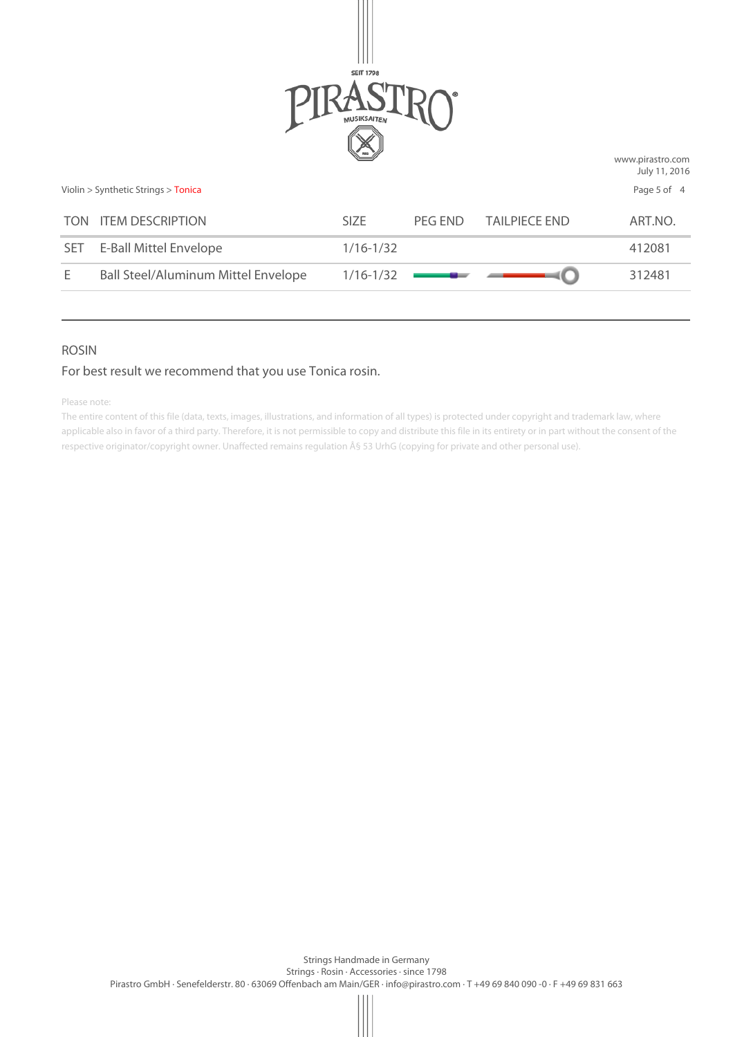Violin > Synthetic Strings > Tonica

| TON | ITEM DESCRIPTION | SIZE | PEG END | TAILPIECE END | ART.NO. |
|---|---|---|---|---|---|
| SET | E-Ball Mittel Envelope | 1/16-1/32 | | | 412081 |
| E | Ball Steel/Aluminum Mittel Envelope | 1/16-1/32 | | | 312481 |

## ROSIN

For best result we recommend that you use Tonica rosin.

Please note:

The entire content of this file (data, texts, images, illustrations, and information of all types) is protected under copyright and trademark law, where applicable also in favor of a third party. Therefore, it is not permissible to copy and distribute this file in its entirety or in part without the consent of the respective originator/copyright owner. Unaffected remains regulation Â§ 53 UrhG (copying for private and other personal use).